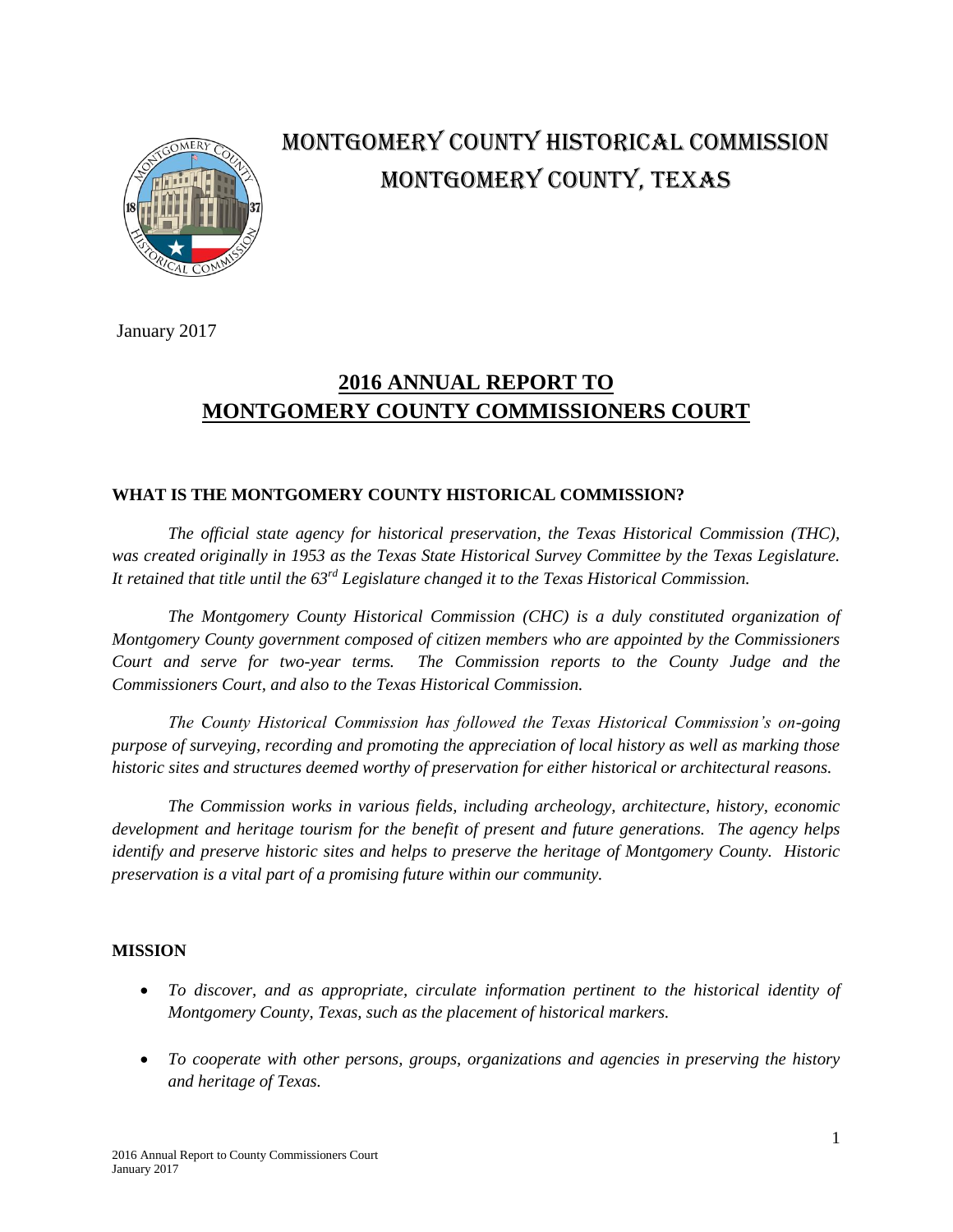# MONTGOMERY COUNTY HISTORICAL COMMISSION
# MONTGOMERY COUNTY, TEXAS

January 2017

## 2016 ANNUAL REPORT TO MONTGOMERY COUNTY COMMISSIONERS COURT

### WHAT IS THE MONTGOMERY COUNTY HISTORICAL COMMISSION?

*The official state agency for historical preservation, the Texas Historical Commission (THC), was created originally in 1953 as the Texas State Historical Survey Committee by the Texas Legislature. It retained that title until the 63rd Legislature changed it to the Texas Historical Commission.*

*The Montgomery County Historical Commission (CHC) is a duly constituted organization of Montgomery County government composed of citizen members who are appointed by the Commissioners Court and serve for two-year terms. The Commission reports to the County Judge and the Commissioners Court, and also to the Texas Historical Commission.*

*The County Historical Commission has followed the Texas Historical Commission's on-going purpose of surveying, recording and promoting the appreciation of local history as well as marking those historic sites and structures deemed worthy of preservation for either historical or architectural reasons.*

*The Commission works in various fields, including archeology, architecture, history, economic development and heritage tourism for the benefit of present and future generations. The agency helps identify and preserve historic sites and helps to preserve the heritage of Montgomery County. Historic preservation is a vital part of a promising future within our community.*

### MISSION

- *To discover, and as appropriate, circulate information pertinent to the historical identity of Montgomery County, Texas, such as the placement of historical markers.*
- *To cooperate with other persons, groups, organizations and agencies in preserving the history and heritage of Texas.*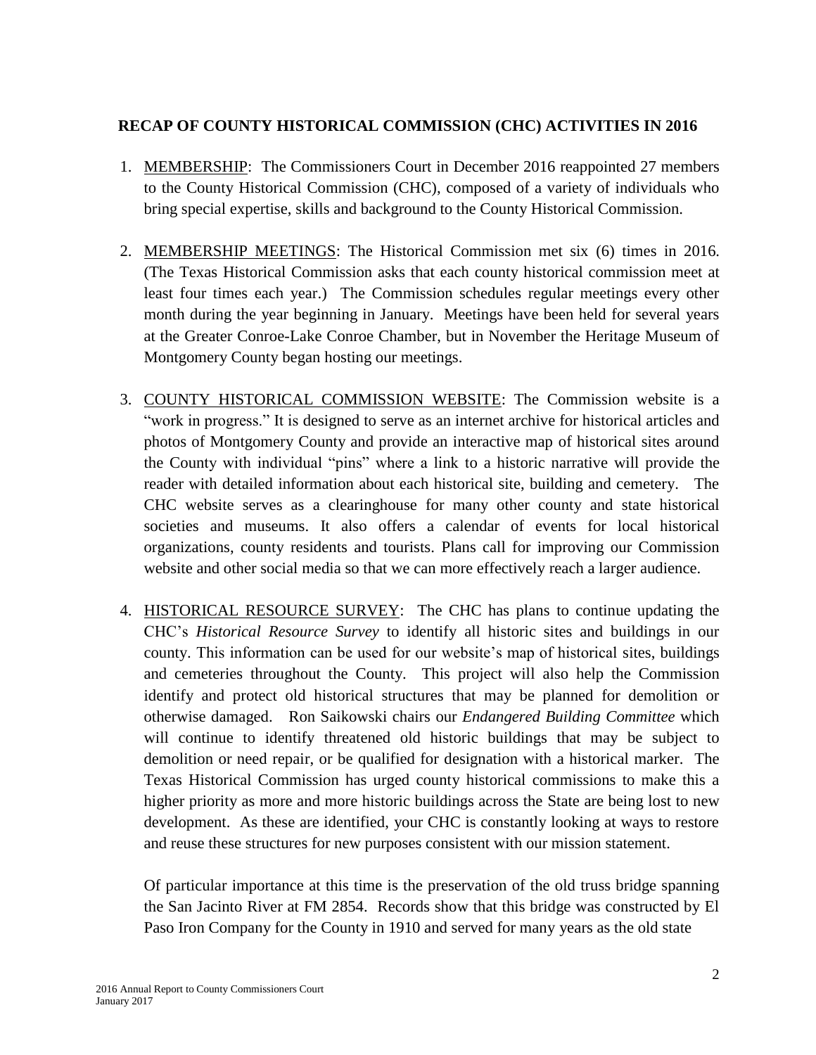**RECAP OF COUNTY HISTORICAL COMMISSION (CHC) ACTIVITIES IN 2016**

1. MEMBERSHIP: The Commissioners Court in December 2016 reappointed 27 members to the County Historical Commission (CHC), composed of a variety of individuals who bring special expertise, skills and background to the County Historical Commission.

2. MEMBERSHIP MEETINGS: The Historical Commission met six (6) times in 2016. (The Texas Historical Commission asks that each county historical commission meet at least four times each year.) The Commission schedules regular meetings every other month during the year beginning in January. Meetings have been held for several years at the Greater Conroe-Lake Conroe Chamber, but in November the Heritage Museum of Montgomery County began hosting our meetings.

3. COUNTY HISTORICAL COMMISSION WEBSITE: The Commission website is a "work in progress." It is designed to serve as an internet archive for historical articles and photos of Montgomery County and provide an interactive map of historical sites around the County with individual "pins" where a link to a historic narrative will provide the reader with detailed information about each historical site, building and cemetery. The CHC website serves as a clearinghouse for many other county and state historical societies and museums. It also offers a calendar of events for local historical organizations, county residents and tourists. Plans call for improving our Commission website and other social media so that we can more effectively reach a larger audience.

4. HISTORICAL RESOURCE SURVEY: The CHC has plans to continue updating the CHC's *Historical Resource Survey* to identify all historic sites and buildings in our county. This information can be used for our website's map of historical sites, buildings and cemeteries throughout the County. This project will also help the Commission identify and protect old historical structures that may be planned for demolition or otherwise damaged. Ron Saikowski chairs our *Endangered Building Committee* which will continue to identify threatened old historic buildings that may be subject to demolition or need repair, or be qualified for designation with a historical marker. The Texas Historical Commission has urged county historical commissions to make this a higher priority as more and more historic buildings across the State are being lost to new development. As these are identified, your CHC is constantly looking at ways to restore and reuse these structures for new purposes consistent with our mission statement.

   Of particular importance at this time is the preservation of the old truss bridge spanning the San Jacinto River at FM 2854. Records show that this bridge was constructed by El Paso Iron Company for the County in 1910 and served for many years as the old state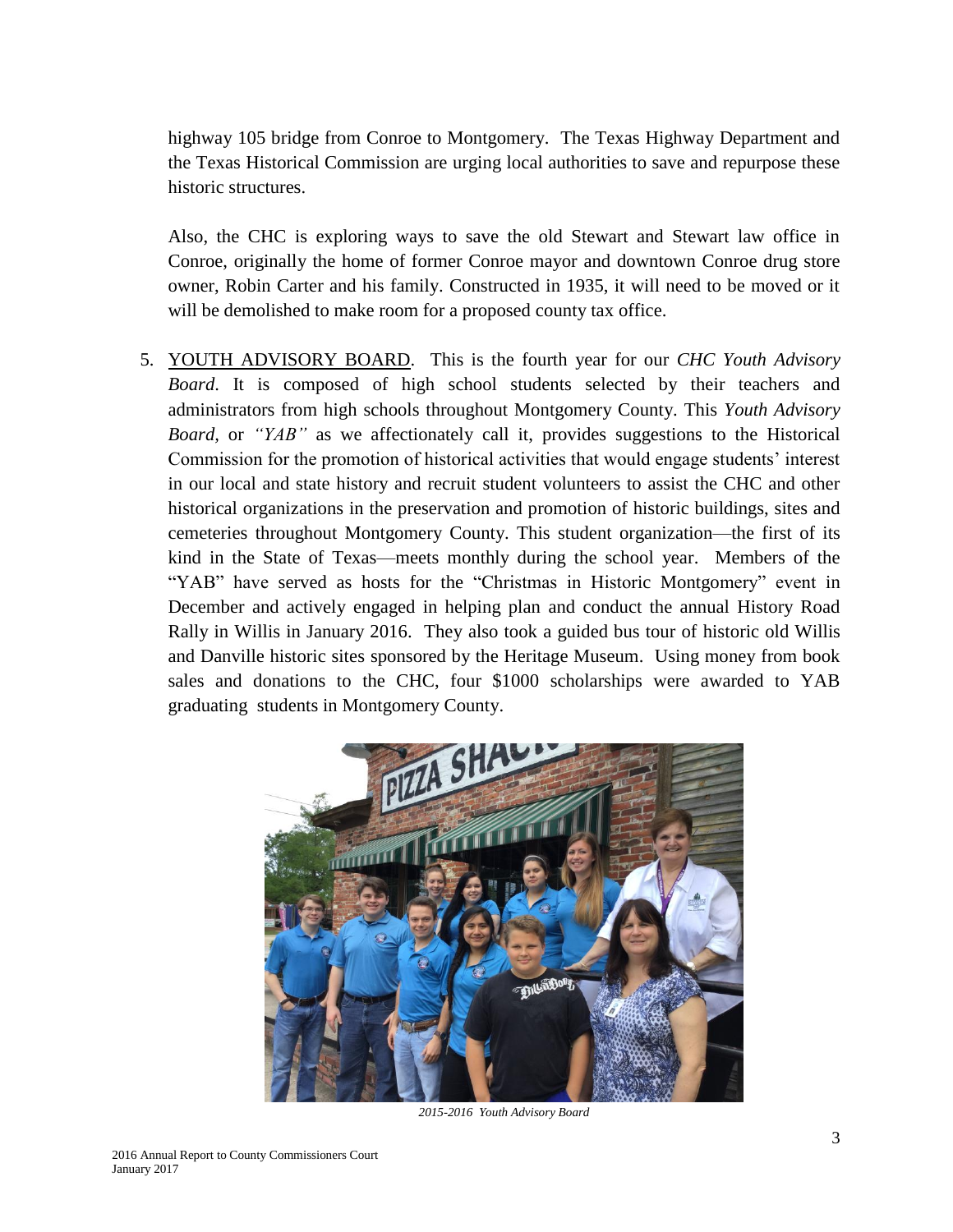highway 105 bridge from Conroe to Montgomery. The Texas Highway Department and the Texas Historical Commission are urging local authorities to save and repurpose these historic structures.

Also, the CHC is exploring ways to save the old Stewart and Stewart law office in Conroe, originally the home of former Conroe mayor and downtown Conroe drug store owner, Robin Carter and his family. Constructed in 1935, it will need to be moved or it will be demolished to make room for a proposed county tax office.

5. YOUTH ADVISORY BOARD. This is the fourth year for our *CHC Youth Advisory Board*. It is composed of high school students selected by their teachers and administrators from high schools throughout Montgomery County. This *Youth Advisory Board*, or *"YAB"* as we affectionately call it, provides suggestions to the Historical Commission for the promotion of historical activities that would engage students' interest in our local and state history and recruit student volunteers to assist the CHC and other historical organizations in the preservation and promotion of historic buildings, sites and cemeteries throughout Montgomery County. This student organization—the first of its kind in the State of Texas—meets monthly during the school year. Members of the "YAB" have served as hosts for the "Christmas in Historic Montgomery" event in December and actively engaged in helping plan and conduct the annual History Road Rally in Willis in January 2016. They also took a guided bus tour of historic old Willis and Danville historic sites sponsored by the Heritage Museum. Using money from book sales and donations to the CHC, four $1000 scholarships were awarded to YAB graduating students in Montgomery County.

*2015-2016 Youth Advisory Board*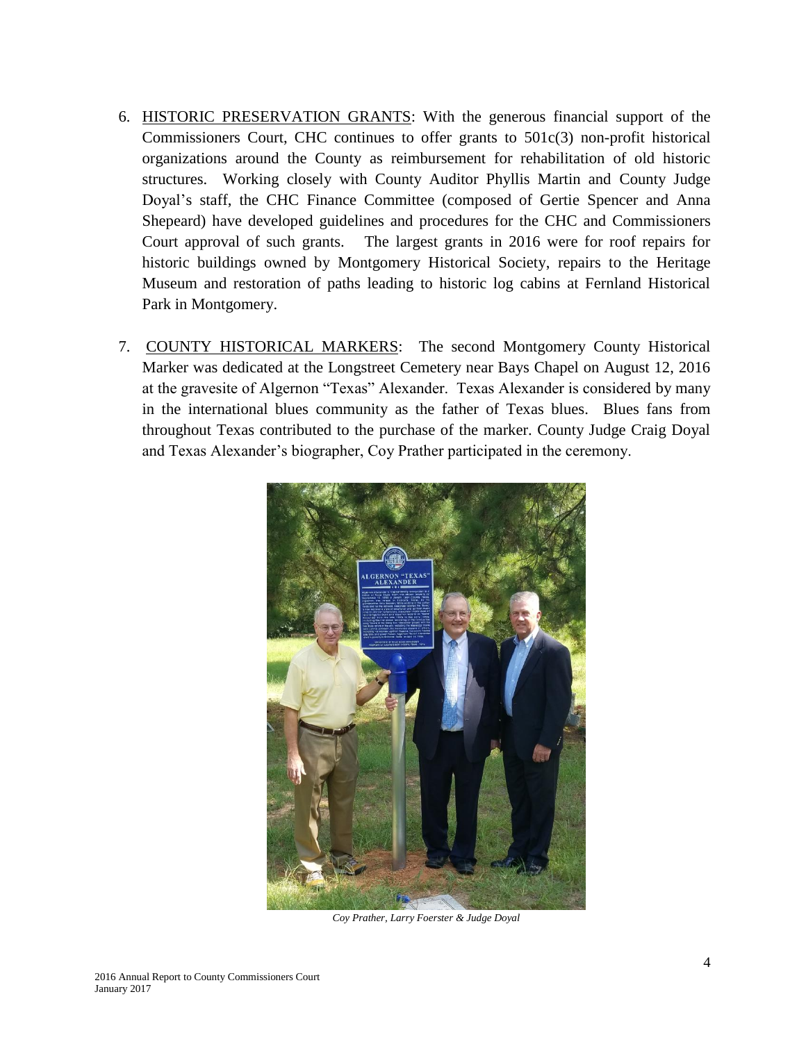6. <u>HISTORIC PRESERVATION GRANTS</u>: With the generous financial support of the Commissioners Court, CHC continues to offer grants to 501c(3) non-profit historical organizations around the County as reimbursement for rehabilitation of old historic structures. Working closely with County Auditor Phyllis Martin and County Judge Doyal's staff, the CHC Finance Committee (composed of Gertie Spencer and Anna Shepeard) have developed guidelines and procedures for the CHC and Commissioners Court approval of such grants. The largest grants in 2016 were for roof repairs for historic buildings owned by Montgomery Historical Society, repairs to the Heritage Museum and restoration of paths leading to historic log cabins at Fernland Historical Park in Montgomery.

7. <u>COUNTY HISTORICAL MARKERS</u>: The second Montgomery County Historical Marker was dedicated at the Longstreet Cemetery near Bays Chapel on August 12, 2016 at the gravesite of Algernon "Texas" Alexander. Texas Alexander is considered by many in the international blues community as the father of Texas blues. Blues fans from throughout Texas contributed to the purchase of the marker. County Judge Craig Doyal and Texas Alexander's biographer, Coy Prather participated in the ceremony.

*Coy Prather, Larry Foerster & Judge Doyal*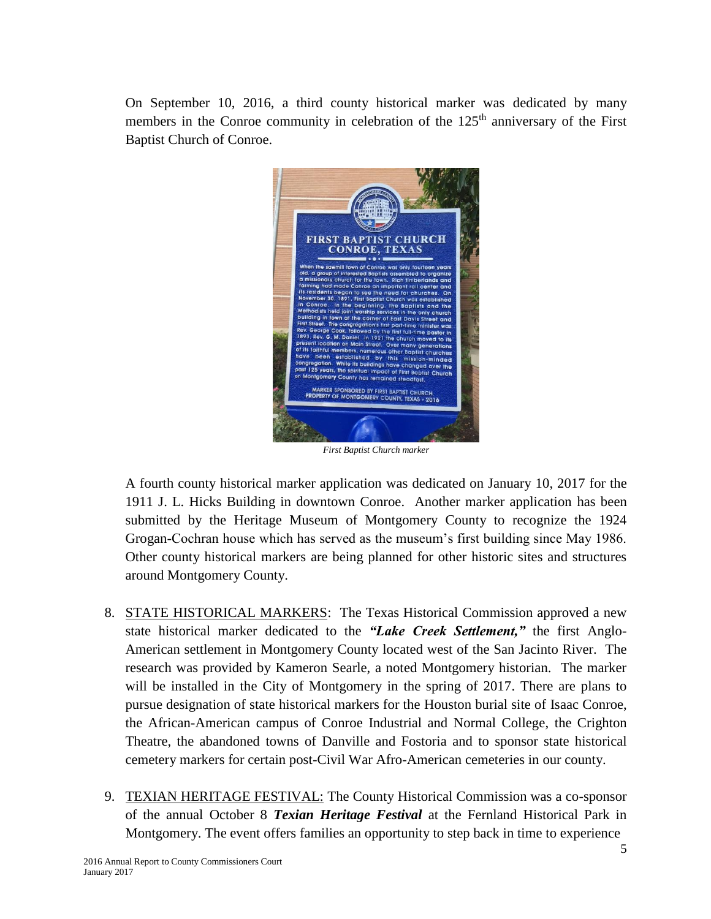On September 10, 2016, a third county historical marker was dedicated by many members in the Conroe community in celebration of the 125th anniversary of the First Baptist Church of Conroe.

*First Baptist Church marker*

A fourth county historical marker application was dedicated on January 10, 2017 for the 1911 J. L. Hicks Building in downtown Conroe. Another marker application has been submitted by the Heritage Museum of Montgomery County to recognize the 1924 Grogan-Cochran house which has served as the museum's first building since May 1986. Other county historical markers are being planned for other historic sites and structures around Montgomery County.

8. STATE HISTORICAL MARKERS: The Texas Historical Commission approved a new state historical marker dedicated to the ***"Lake Creek Settlement,"*** the first Anglo-American settlement in Montgomery County located west of the San Jacinto River. The research was provided by Kameron Searle, a noted Montgomery historian. The marker will be installed in the City of Montgomery in the spring of 2017. There are plans to pursue designation of state historical markers for the Houston burial site of Isaac Conroe, the African-American campus of Conroe Industrial and Normal College, the Crighton Theatre, the abandoned towns of Danville and Fostoria and to sponsor state historical cemetery markers for certain post-Civil War Afro-American cemeteries in our county.

9. TEXIAN HERITAGE FESTIVAL: The County Historical Commission was a co-sponsor of the annual October 8 ***Texian Heritage Festival*** at the Fernland Historical Park in Montgomery. The event offers families an opportunity to step back in time to experience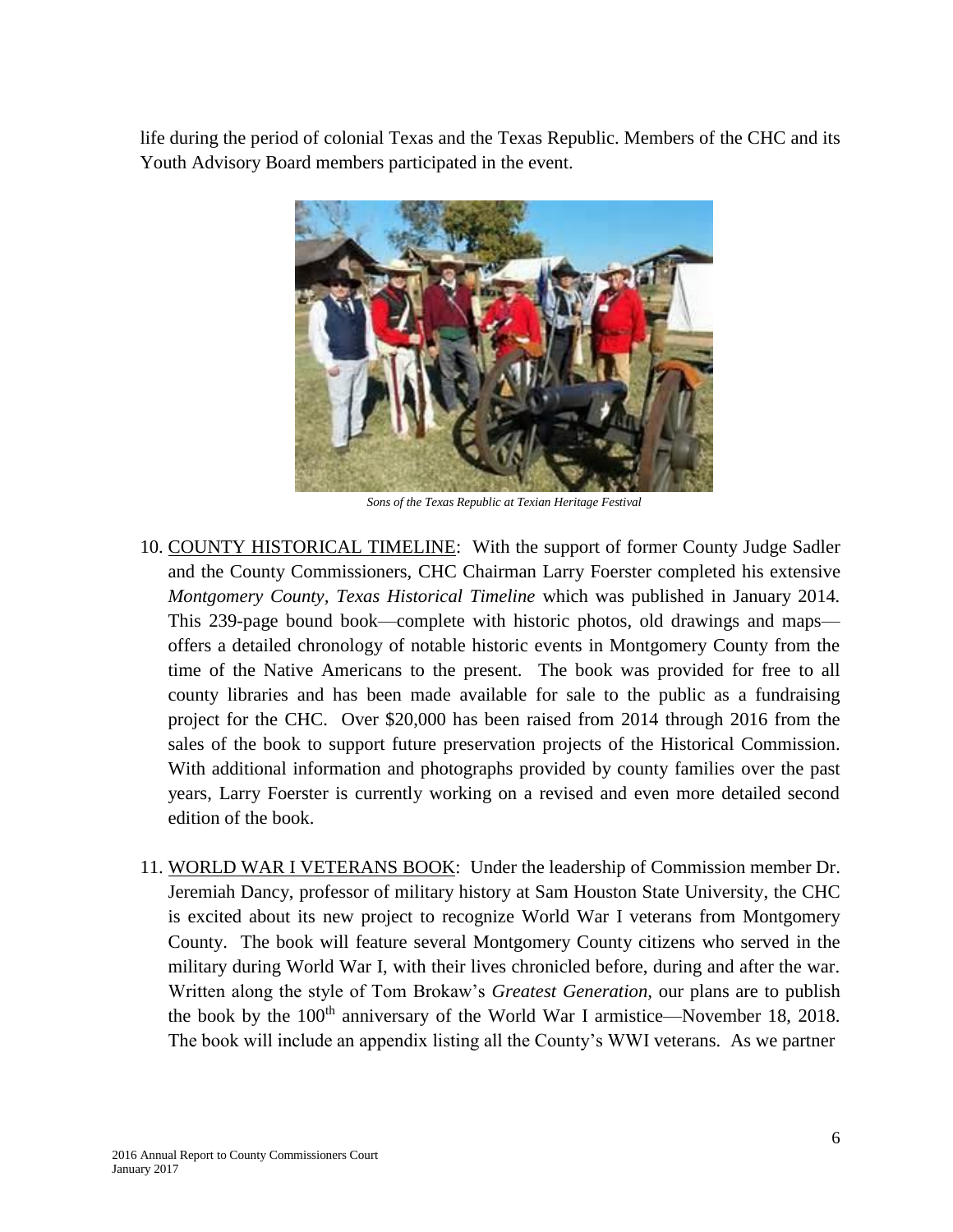life during the period of colonial Texas and the Texas Republic. Members of the CHC and its Youth Advisory Board members participated in the event.

*Sons of the Texas Republic at Texian Heritage Festival*

10. COUNTY HISTORICAL TIMELINE: With the support of former County Judge Sadler and the County Commissioners, CHC Chairman Larry Foerster completed his extensive *Montgomery County, Texas Historical Timeline* which was published in January 2014. This 239-page bound book—complete with historic photos, old drawings and maps—offers a detailed chronology of notable historic events in Montgomery County from the time of the Native Americans to the present. The book was provided for free to all county libraries and has been made available for sale to the public as a fundraising project for the CHC. Over $20,000 has been raised from 2014 through 2016 from the sales of the book to support future preservation projects of the Historical Commission. With additional information and photographs provided by county families over the past years, Larry Foerster is currently working on a revised and even more detailed second edition of the book.

11. WORLD WAR I VETERANS BOOK: Under the leadership of Commission member Dr. Jeremiah Dancy, professor of military history at Sam Houston State University, the CHC is excited about its new project to recognize World War I veterans from Montgomery County. The book will feature several Montgomery County citizens who served in the military during World War I, with their lives chronicled before, during and after the war. Written along the style of Tom Brokaw's *Greatest Generation,* our plans are to publish the book by the 100th anniversary of the World War I armistice—November 18, 2018. The book will include an appendix listing all the County's WWI veterans. As we partner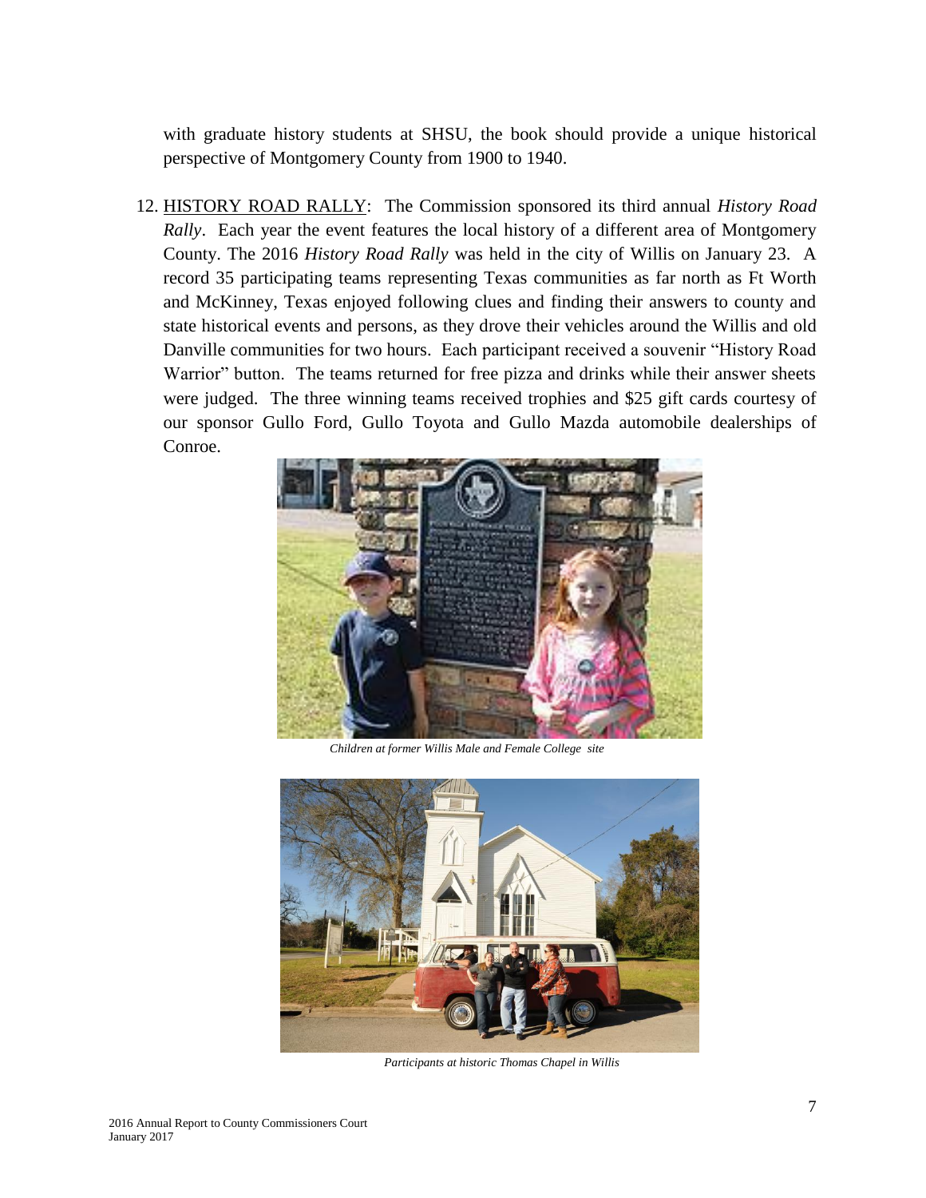with graduate history students at SHSU, the book should provide a unique historical perspective of Montgomery County from 1900 to 1940.

12. HISTORY ROAD RALLY: The Commission sponsored its third annual *History Road Rally*. Each year the event features the local history of a different area of Montgomery County. The 2016 *History Road Rally* was held in the city of Willis on January 23. A record 35 participating teams representing Texas communities as far north as Ft Worth and McKinney, Texas enjoyed following clues and finding their answers to county and state historical events and persons, as they drove their vehicles around the Willis and old Danville communities for two hours. Each participant received a souvenir "History Road Warrior" button. The teams returned for free pizza and drinks while their answer sheets were judged. The three winning teams received trophies and $25 gift cards courtesy of our sponsor Gullo Ford, Gullo Toyota and Gullo Mazda automobile dealerships of Conroe.

*Children at former Willis Male and Female College site*

*Participants at historic Thomas Chapel in Willis*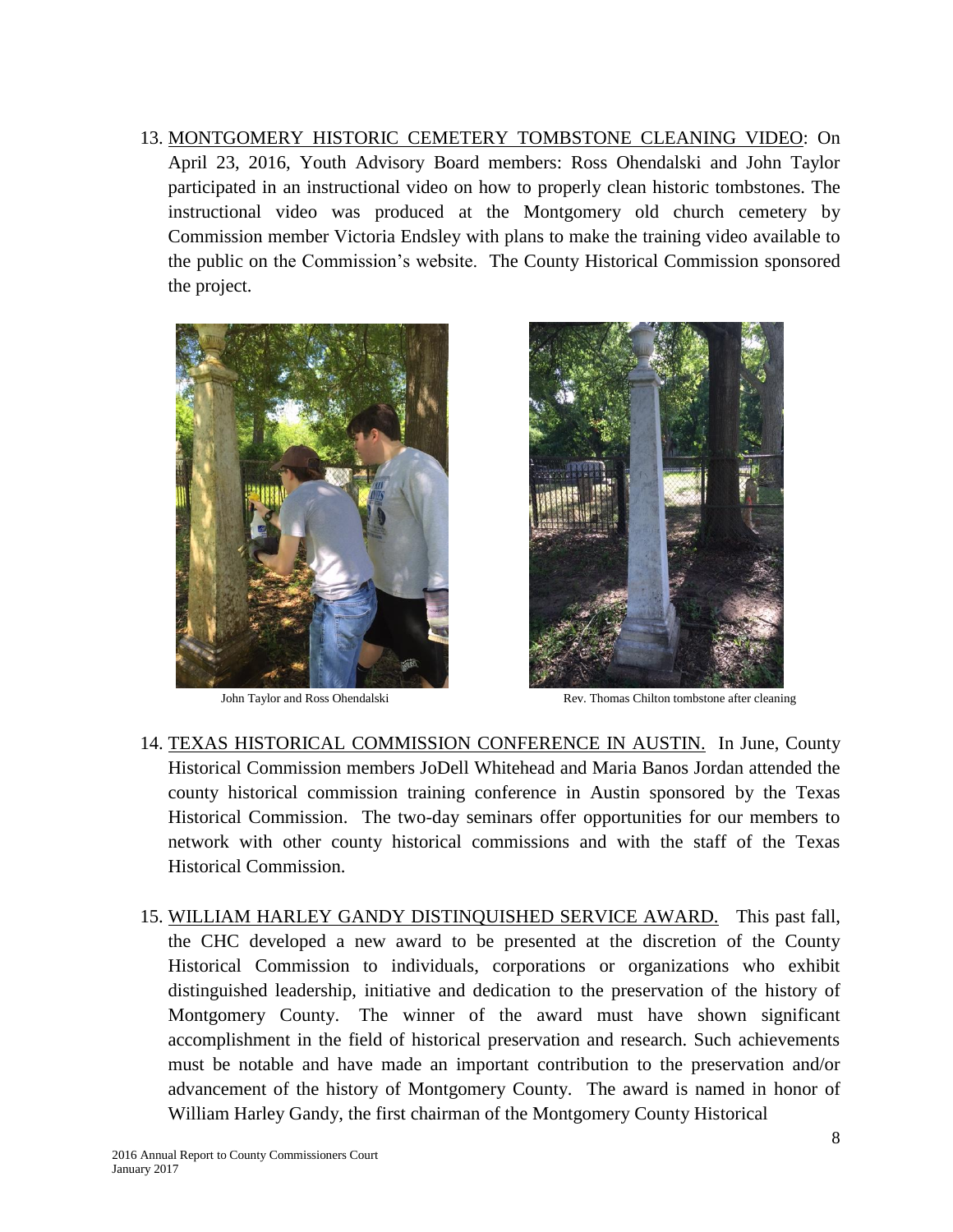13. <u>MONTGOMERY HISTORIC CEMETERY TOMBSTONE CLEANING VIDEO</u>: On April 23, 2016, Youth Advisory Board members: Ross Ohendalski and John Taylor participated in an instructional video on how to properly clean historic tombstones. The instructional video was produced at the Montgomery old church cemetery by Commission member Victoria Endsley with plans to make the training video available to the public on the Commission's website. The County Historical Commission sponsored the project.

John Taylor and Ross Ohendalski

Rev. Thomas Chilton tombstone after cleaning

14. <u>TEXAS HISTORICAL COMMISSION CONFERENCE IN AUSTIN.</u> In June, County Historical Commission members JoDell Whitehead and Maria Banos Jordan attended the county historical commission training conference in Austin sponsored by the Texas Historical Commission. The two-day seminars offer opportunities for our members to network with other county historical commissions and with the staff of the Texas Historical Commission.

15. <u>WILLIAM HARLEY GANDY DISTINQUISHED SERVICE AWARD.</u> This past fall, the CHC developed a new award to be presented at the discretion of the County Historical Commission to individuals, corporations or organizations who exhibit distinguished leadership, initiative and dedication to the preservation of the history of Montgomery County. The winner of the award must have shown significant accomplishment in the field of historical preservation and research. Such achievements must be notable and have made an important contribution to the preservation and/or advancement of the history of Montgomery County. The award is named in honor of William Harley Gandy, the first chairman of the Montgomery County Historical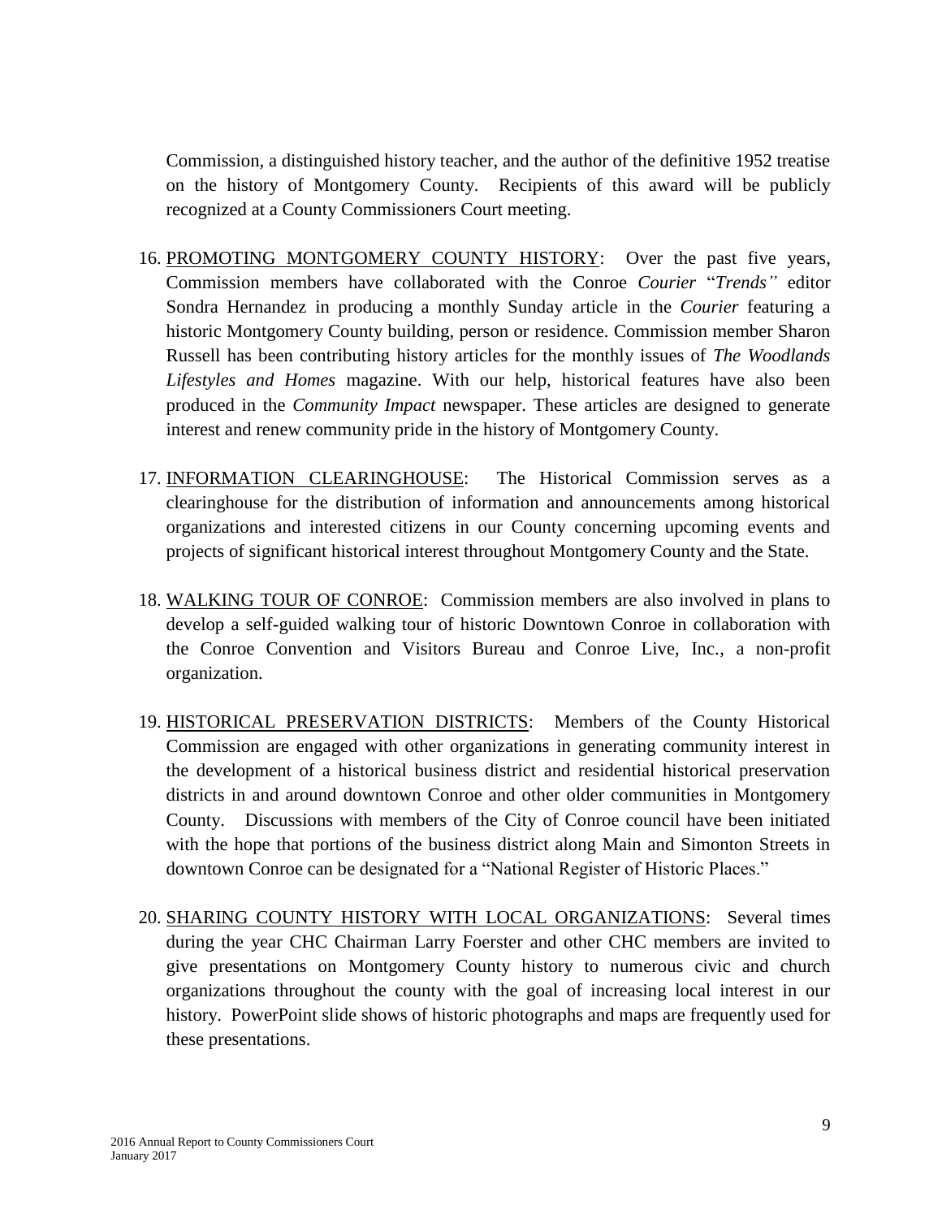Commission, a distinguished history teacher, and the author of the definitive 1952 treatise on the history of Montgomery County. Recipients of this award will be publicly recognized at a County Commissioners Court meeting.

16. PROMOTING MONTGOMERY COUNTY HISTORY: Over the past five years, Commission members have collaborated with the Conroe *Courier* "*Trends"* editor Sondra Hernandez in producing a monthly Sunday article in the *Courier* featuring a historic Montgomery County building, person or residence. Commission member Sharon Russell has been contributing history articles for the monthly issues of *The Woodlands Lifestyles and Homes* magazine. With our help, historical features have also been produced in the *Community Impact* newspaper. These articles are designed to generate interest and renew community pride in the history of Montgomery County.

17. INFORMATION CLEARINGHOUSE: The Historical Commission serves as a clearinghouse for the distribution of information and announcements among historical organizations and interested citizens in our County concerning upcoming events and projects of significant historical interest throughout Montgomery County and the State.

18. WALKING TOUR OF CONROE: Commission members are also involved in plans to develop a self-guided walking tour of historic Downtown Conroe in collaboration with the Conroe Convention and Visitors Bureau and Conroe Live, Inc., a non-profit organization.

19. HISTORICAL PRESERVATION DISTRICTS: Members of the County Historical Commission are engaged with other organizations in generating community interest in the development of a historical business district and residential historical preservation districts in and around downtown Conroe and other older communities in Montgomery County. Discussions with members of the City of Conroe council have been initiated with the hope that portions of the business district along Main and Simonton Streets in downtown Conroe can be designated for a "National Register of Historic Places."

20. SHARING COUNTY HISTORY WITH LOCAL ORGANIZATIONS: Several times during the year CHC Chairman Larry Foerster and other CHC members are invited to give presentations on Montgomery County history to numerous civic and church organizations throughout the county with the goal of increasing local interest in our history. PowerPoint slide shows of historic photographs and maps are frequently used for these presentations.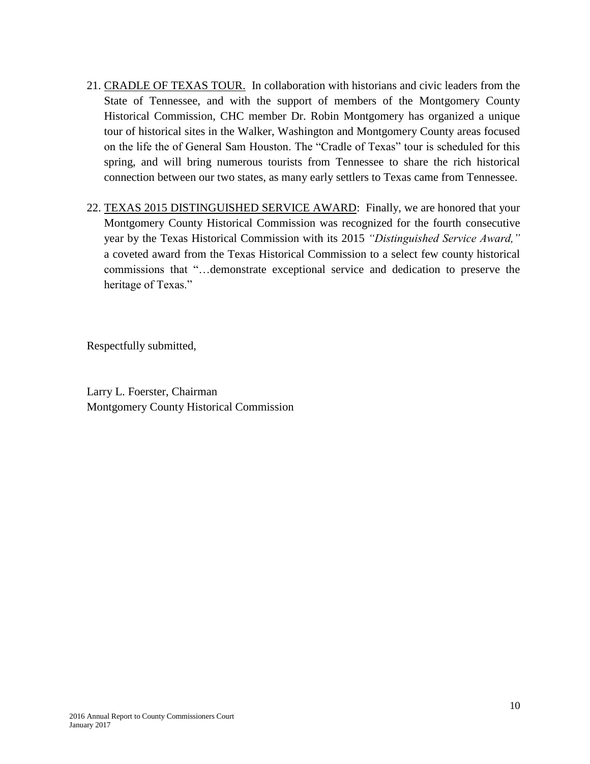21. <u>CRADLE OF TEXAS TOUR.</u> In collaboration with historians and civic leaders from the State of Tennessee, and with the support of members of the Montgomery County Historical Commission, CHC member Dr. Robin Montgomery has organized a unique tour of historical sites in the Walker, Washington and Montgomery County areas focused on the life the of General Sam Houston. The "Cradle of Texas" tour is scheduled for this spring, and will bring numerous tourists from Tennessee to share the rich historical connection between our two states, as many early settlers to Texas came from Tennessee.

22. <u>TEXAS 2015 DISTINGUISHED SERVICE AWARD</u>: Finally, we are honored that your Montgomery County Historical Commission was recognized for the fourth consecutive year by the Texas Historical Commission with its 2015 *"Distinguished Service Award,"* a coveted award from the Texas Historical Commission to a select few county historical commissions that "…demonstrate exceptional service and dedication to preserve the heritage of Texas."

Respectfully submitted,

Larry L. Foerster, Chairman
Montgomery County Historical Commission